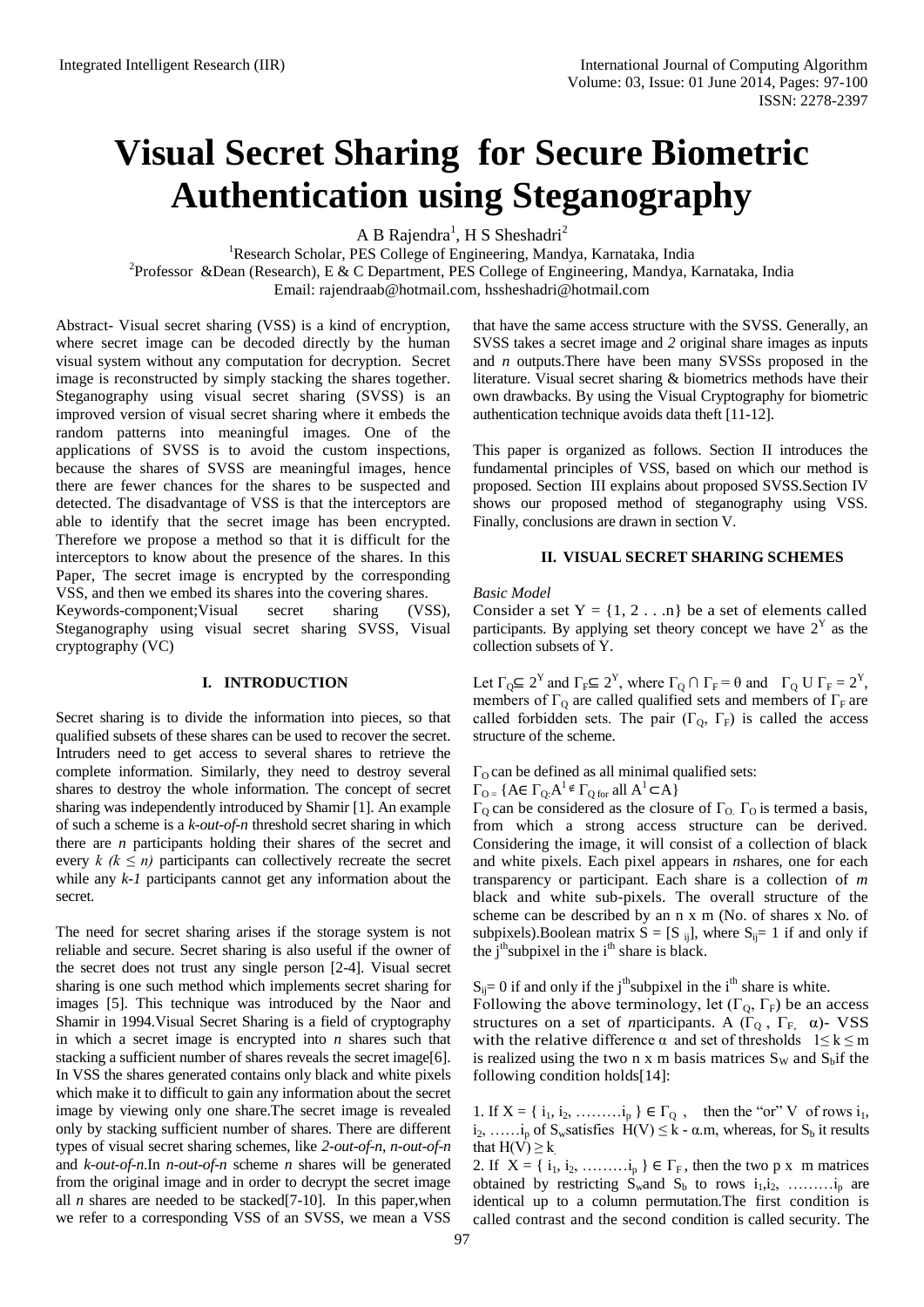# Visual Secret Sharing for Secure Biometric Authentication using Steganography

A B Rajendra[1], H S Sheshadri[2]

[1]Research Scholar, PES College of Engineering, Mandya, Karnataka, India

[2]Professor &Dean (Research), E & C Department, PES College of Engineering, Mandya, Karnataka, India

Email: rajendraab@hotmail.com, hssheshadri@hotmail.com

Abstract- Visual secret sharing (VSS) is a kind of encryption, where secret image can be decoded directly by the human visual system without any computation for decryption. Secret image is reconstructed by simply stacking the shares together. Steganography using visual secret sharing (SVSS) is an improved version of visual secret sharing where it embeds the random patterns into meaningful images. One of the applications of SVSS is to avoid the custom inspections, because the shares of SVSS are meaningful images, hence there are fewer chances for the shares to be suspected and detected. The disadvantage of VSS is that the interceptors are able to identify that the secret image has been encrypted. Therefore we propose a method so that it is difficult for the interceptors to know about the presence of the shares. In this Paper, The secret image is encrypted by the corresponding VSS, and then we embed its shares into the covering shares.

Keywords-component;Visual secret sharing (VSS), Steganography using visual secret sharing SVSS, Visual cryptography (VC)

## I. INTRODUCTION

Secret sharing is to divide the information into pieces, so that qualified subsets of these shares can be used to recover the secret. Intruders need to get access to several shares to retrieve the complete information. Similarly, they need to destroy several shares to destroy the whole information. The concept of secret sharing was independently introduced by Shamir [1]. An example of such a scheme is a *k-out-of-n* threshold secret sharing in which there are *n* participants holding their shares of the secret and every $k$ $(k \leq n)$ participants can collectively recreate the secret while any *k-1* participants cannot get any information about the secret.

The need for secret sharing arises if the storage system is not reliable and secure. Secret sharing is also useful if the owner of the secret does not trust any single person [2-4]. Visual secret sharing is one such method which implements secret sharing for images [5]. This technique was introduced by the Naor and Shamir in 1994.Visual Secret Sharing is a field of cryptography in which a secret image is encrypted into *n* shares such that stacking a sufficient number of shares reveals the secret image[6]. In VSS the shares generated contains only black and white pixels which make it to difficult to gain any information about the secret image by viewing only one share.The secret image is revealed only by stacking sufficient number of shares. There are different types of visual secret sharing schemes, like *2-out-of-n*, *n-out-of-n* and *k-out-of-n*.In *n-out-of-n* scheme *n* shares will be generated from the original image and in order to decrypt the secret image all *n* shares are needed to be stacked[7-10]. In this paper,when we refer to a corresponding VSS of an SVSS, we mean a VSS that have the same access structure with the SVSS. Generally, an SVSS takes a secret image and *2* original share images as inputs and *n* outputs.There have been many SVSSs proposed in the literature. Visual secret sharing & biometrics methods have their own drawbacks. By using the Visual Cryptography for biometric authentication technique avoids data theft [11-12].

This paper is organized as follows. Section II introduces the fundamental principles of VSS, based on which our method is proposed. Section III explains about proposed SVSS.Section IV shows our proposed method of steganography using VSS. Finally, conclusions are drawn in section V.

## II. VISUAL SECRET SHARING SCHEMES

*Basic Model*

Consider a set $Y = \{1, 2 \ldots n\}$ be a set of elements called participants. By applying set theory concept we have $2^Y$ as the collection subsets of Y.

Let $\Gamma_Q \subseteq 2^Y$ and $\Gamma_F \subseteq 2^Y$, where $\Gamma_Q \cap \Gamma_F = \theta$ and $\Gamma_Q \cup \Gamma_F = 2^Y$, members of $\Gamma_Q$ are called qualified sets and members of $\Gamma_F$ are called forbidden sets. The pair $(\Gamma_Q, \Gamma_F)$ is called the access structure of the scheme.

$\Gamma_O$ can be defined as all minimal qualified sets:

$\Gamma_O = \{A \in \Gamma_Q : A^1 \notin \Gamma_Q \text{ for all } A^1 \subset A\}$

$\Gamma_Q$ can be considered as the closure of $\Gamma_O$. $\Gamma_O$ is termed a basis, from which a strong access structure can be derived. Considering the image, it will consist of a collection of black and white pixels. Each pixel appears in *n*shares, one for each transparency or participant. Each share is a collection of *m* black and white sub-pixels. The overall structure of the scheme can be described by an n x m (No. of shares x No. of subpixels).Boolean matrix $S = [S_{ij}]$, where $S_{ij} = 1$ if and only if the $j^{th}$subpixel in the $i^{th}$ share is black.

$S_{ij} = 0$ if and only if the $j^{th}$subpixel in the $i^{th}$ share is white.

Following the above terminology, let $(\Gamma_Q, \Gamma_F)$ be an access structures on a set of *n*participants. A $(\Gamma_Q, \Gamma_F, \alpha)$- VSS with the relative difference $\alpha$ and set of thresholds $1 \leq k \leq m$ is realized using the two n x m basis matrices $S_W$ and $S_b$if the following condition holds[14]:

1. If $X = \{i_1, i_2, \ldots\ldots\ldots i_p\} \in \Gamma_Q$, then the "or" V of rows $i_1, i_2, \ldots\ldots i_p$ of $S_w$satisfies $H(V) \leq k - \alpha.m$, whereas, for $S_b$ it results that $H(V) \geq k$.
2. If $X = \{i_1, i_2, \ldots\ldots\ldots i_p\} \in \Gamma_F$, then the two p x m matrices obtained by restricting $S_w$and $S_b$ to rows $i_1, i_2, \ldots\ldots\ldots i_p$ are identical up to a column permutation.The first condition is called contrast and the second condition is called security. The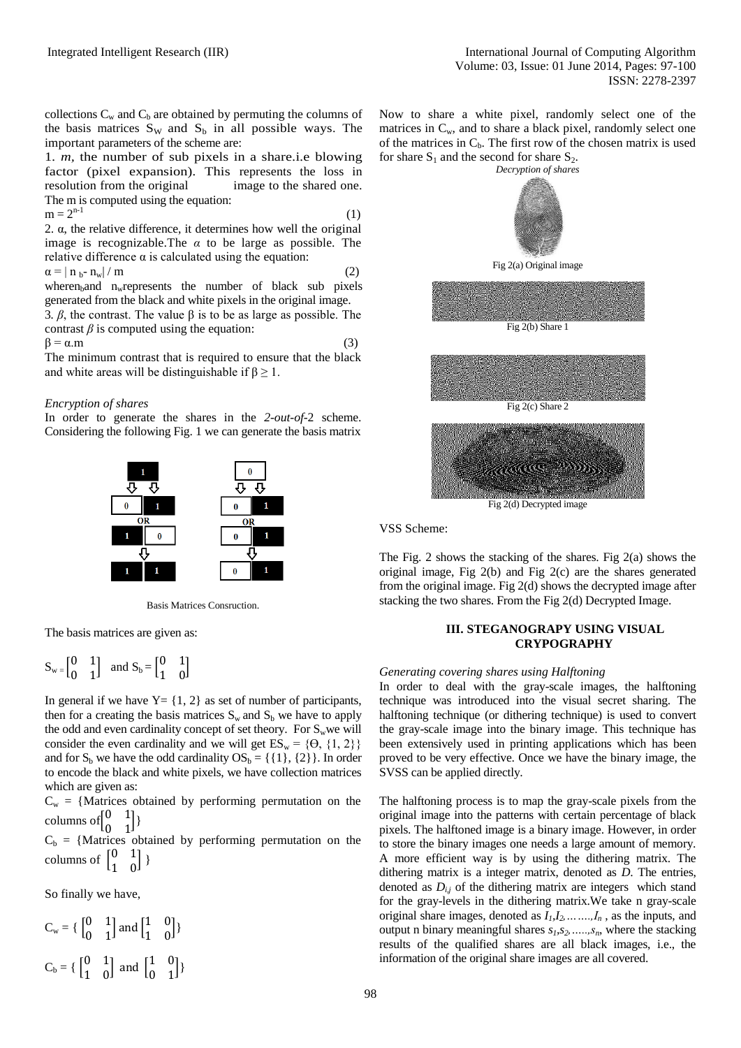collections $C_w$ and $C_b$ are obtained by permuting the columns of the basis matrices $S_W$ and $S_b$ in all possible ways. The important parameters of the scheme are:

1. $m$, the number of sub pixels in a share.i.e blowing factor (pixel expansion). This represents the loss in resolution from the original image to the shared one. The m is computed using the equation:

$$m = 2^{n-1} \quad (1)$$

2. α, the relative difference, it determines how well the original image is recognizable.The $\alpha$ to be large as possible. The relative difference α is calculated using the equation:

$$\alpha = | n_b - n_w | / m \quad (2)$$

where $n_b$ and $n_w$ represents the number of black sub pixels generated from the black and white pixels in the original image.

3. $\beta$, the contrast. The value β is to be as large as possible. The contrast $\beta$ is computed using the equation:

$$\beta = \alpha.m \quad (3)$$

The minimum contrast that is required to ensure that the black and white areas will be distinguishable if $\beta \geq 1$.

*Encryption of shares*

In order to generate the shares in the *2-out-of-2* scheme. Considering the following Fig. 1 we can generate the basis matrix

Basis Matrices Consruction.

The basis matrices are given as:

$$S_w = \begin{bmatrix} 0 & 1 \\ 0 & 1 \end{bmatrix} \text{ and } S_b = \begin{bmatrix} 0 & 1 \\ 1 & 0 \end{bmatrix}$$

In general if we have Y= {1, 2} as set of number of participants, then for a creating the basis matrices $S_w$ and $S_b$ we have to apply the odd and even cardinality concept of set theory. For $S_w$ we will consider the even cardinality and we will get $ES_w = \{\Theta, \{1, 2\}\}$ and for $S_b$ we have the odd cardinality $OS_b = \{\{1\}, \{2\}\}$. In order to encode the black and white pixels, we have collection matrices which are given as:

$C_w$ = {Matrices obtained by performing permutation on the columns of $\begin{bmatrix} 0 & 1 \\ 0 & 1 \end{bmatrix}$}

$C_b$ = {Matrices obtained by performing permutation on the columns of $\begin{bmatrix} 0 & 1 \\ 1 & 0 \end{bmatrix}$ }

So finally we have,

$$C_w = \{ \begin{bmatrix} 0 & 1 \\ 0 & 1 \end{bmatrix} \text{ and } \begin{bmatrix} 1 & 0 \\ 1 & 0 \end{bmatrix} \}$$

$$C_b = \{ \begin{bmatrix} 0 & 1 \\ 1 & 0 \end{bmatrix} \text{ and } \begin{bmatrix} 1 & 0 \\ 0 & 1 \end{bmatrix} \}$$

Now to share a white pixel, randomly select one of the matrices in $C_w$, and to share a black pixel, randomly select one of the matrices in $C_b$. The first row of the chosen matrix is used for share $S_1$ and the second for share $S_2$.

*Decryption of shares*

Fig 2(a) Original image

Fig 2(b) Share 1

Fig 2(c) Share 2

Fig 2(d) Decrypted image

VSS Scheme:

The Fig. 2 shows the stacking of the shares. Fig 2(a) shows the original image, Fig 2(b) and Fig 2(c) are the shares generated from the original image. Fig 2(d) shows the decrypted image after stacking the two shares. From the Fig 2(d) Decrypted Image.

## III. STEGANOGRAPY USING VISUAL CRYPOGRAPHY

*Generating covering shares using Halftoning*

In order to deal with the gray-scale images, the halftoning technique was introduced into the visual secret sharing. The halftoning technique (or dithering technique) is used to convert the gray-scale image into the binary image. This technique has been extensively used in printing applications which has been proved to be very effective. Once we have the binary image, the SVSS can be applied directly.

The halftoning process is to map the gray-scale pixels from the original image into the patterns with certain percentage of black pixels. The halftoned image is a binary image. However, in order to store the binary images one needs a large amount of memory. A more efficient way is by using the dithering matrix. The dithering matrix is a integer matrix, denoted as *D*. The entries, denoted as $D_{i,j}$ of the dithering matrix are integers which stand for the gray-levels in the dithering matrix.We take n gray-scale original share images, denoted as $I_1, I_2, \ldots\ldots, I_n$ , as the inputs, and output n binary meaningful shares $s_1, s_2, \ldots\ldots, s_n$, where the stacking results of the qualified shares are all black images, i.e., the information of the original share images are all covered.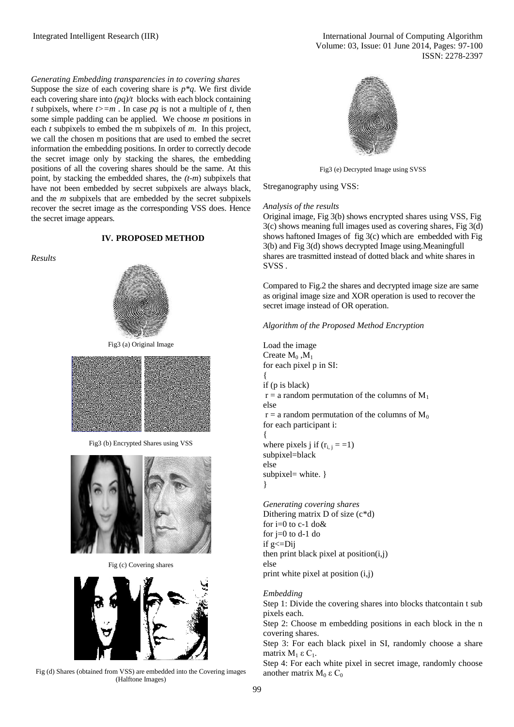*Generating Embedding transparencies in to covering shares*

Suppose the size of each covering share is $p*q$. We first divide each covering share into $(pq)/t$ blocks with each block containing $t$ subpixels, where $t>=m$ . In case $pq$ is not a multiple of $t$, then some simple padding can be applied. We choose $m$ positions in each $t$ subpixels to embed the m subpixels of $m$. In this project, we call the chosen m positions that are used to embed the secret information the embedding positions. In order to correctly decode the secret image only by stacking the shares, the embedding positions of all the covering shares should be the same. At this point, by stacking the embedded shares, the $(t-m)$ subpixels that have not been embedded by secret subpixels are always black, and the $m$ subpixels that are embedded by the secret subpixels recover the secret image as the corresponding VSS does. Hence the secret image appears.

## IV. PROPOSED METHOD

*Results*

Fig3 (a) Original Image

Fig3 (b) Encrypted Shares using VSS

Fig (c) Covering shares

Fig (d) Shares (obtained from VSS) are embedded into the Covering images (Halftone Images)

Fig3 (e) Decrypted Image using SVSS

Streganography using VSS:

*Analysis of the results*

Original image, Fig 3(b) shows encrypted shares using VSS, Fig 3(c) shows meaning full images used as covering shares, Fig 3(d) shows haftoned Images of fig 3(c) which are embedded with Fig 3(b) and Fig 3(d) shows decrypted Image using.Meaningfull shares are trasmitted instead of dotted black and white shares in SVSS .

Compared to Fig.2 the shares and decrypted image size are same as original image size and XOR operation is used to recover the secret image instead of OR operation.

*Algorithm of the Proposed Method Encryption*

Load the image
Create $M_0$ ,$M_1$
for each pixel p in SI:
{
if (p is black)
r = a random permutation of the columns of $M_1$
else
r = a random permutation of the columns of $M_0$
for each participant i:
{
where pixels j if ($r_{i,\,j}$ = =1)
subpixel=black
else
subpixel= white. }
}

*Generating covering shares*

Dithering matrix D of size (c*d)
for i=0 to c-1 do&
for j=0 to d-1 do
if g<=Dij
then print black pixel at position(i,j)
else
print white pixel at position (i,j)

*Embedding*

Step 1: Divide the covering shares into blocks thatcontain t sub pixels each.

Step 2: Choose m embedding positions in each block in the n covering shares.

Step 3: For each black pixel in SI, randomly choose a share matrix $M_1 \varepsilon C_1$.

Step 4: For each white pixel in secret image, randomly choose another matrix $M_0 \varepsilon C_0$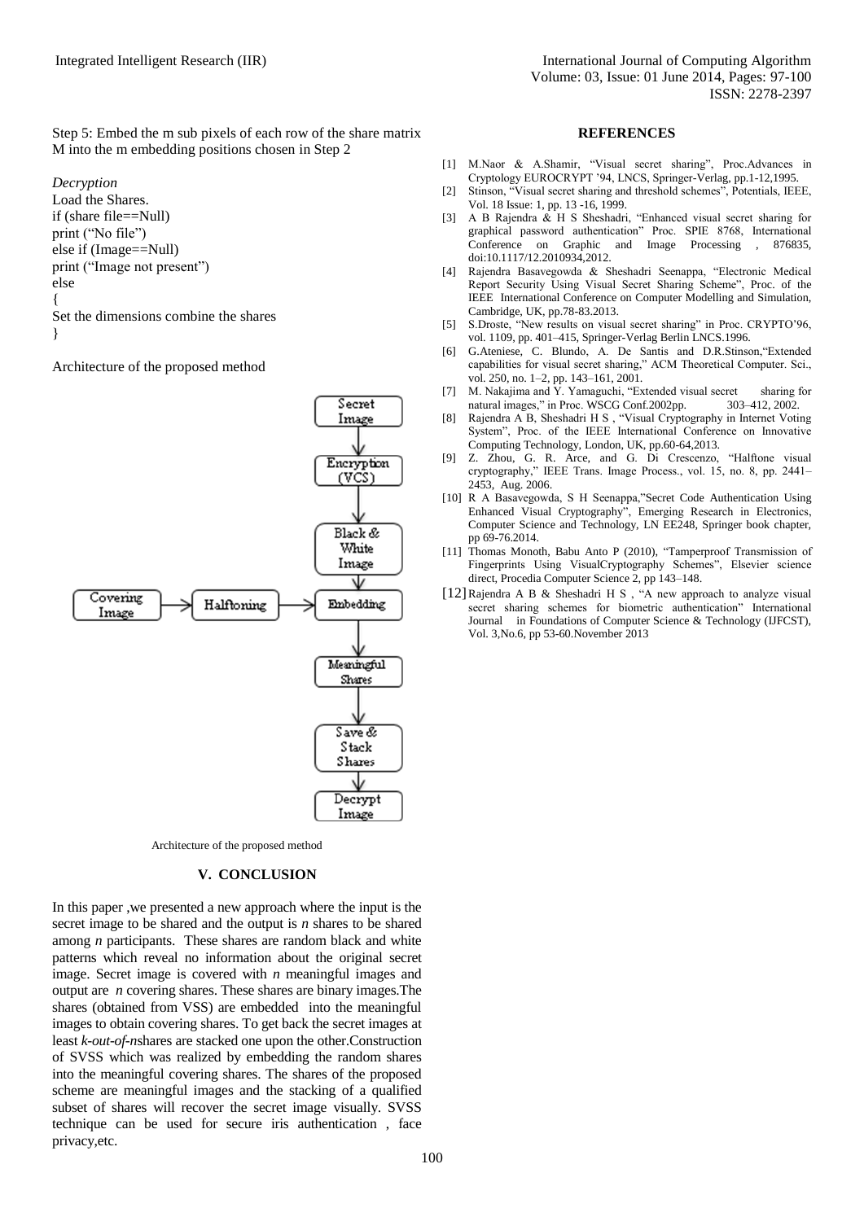Step 5: Embed the m sub pixels of each row of the share matrix M into the m embedding positions chosen in Step 2

*Decryption*

```
Load the Shares.
if (share file==Null)
print ("No file")
else if (Image==Null)
print ("Image not present")
else
{
Set the dimensions combine the shares
}
```

Architecture of the proposed method

Secret Image
Encryption (VCS)
Black & White Image
Covering Image
Halftoning
Embedding
Meaningful Shares
Save & Stack Shares
Decrypt Image

Architecture of the proposed method

## V. CONCLUSION

In this paper ,we presented a new approach where the input is the secret image to be shared and the output is *n* shares to be shared among *n* participants. These shares are random black and white patterns which reveal no information about the original secret image. Secret image is covered with *n* meaningful images and output are *n* covering shares. These shares are binary images.The shares (obtained from VSS) are embedded into the meaningful images to obtain covering shares. To get back the secret images at least *k-out-of-n*shares are stacked one upon the other.Construction of SVSS which was realized by embedding the random shares into the meaningful covering shares. The shares of the proposed scheme are meaningful images and the stacking of a qualified subset of shares will recover the secret image visually. SVSS technique can be used for secure iris authentication , face privacy,etc.

## REFERENCES

[1] M.Naor & A.Shamir, "Visual secret sharing", Proc.Advances in Cryptology EUROCRYPT '94, LNCS, Springer-Verlag, pp.1-12,1995.

[2] Stinson, "Visual secret sharing and threshold schemes", Potentials, IEEE, Vol. 18 Issue: 1, pp. 13 -16, 1999.

[3] A B Rajendra & H S Sheshadri, "Enhanced visual secret sharing for graphical password authentication" Proc. SPIE 8768, International Conference on Graphic and Image Processing , 876835, doi:10.1117/12.2010934,2012.

[4] Rajendra Basavegowda & Sheshadri Seenappa, "Electronic Medical Report Security Using Visual Secret Sharing Scheme", Proc. of the IEEE International Conference on Computer Modelling and Simulation, Cambridge, UK, pp.78-83.2013.

[5] S.Droste, "New results on visual secret sharing" in Proc. CRYPTO'96, vol. 1109, pp. 401–415, Springer-Verlag Berlin LNCS.1996.

[6] G.Ateniese, C. Blundo, A. De Santis and D.R.Stinson,"Extended capabilities for visual secret sharing," ACM Theoretical Computer. Sci., vol. 250, no. 1–2, pp. 143–161, 2001.

[7] M. Nakajima and Y. Yamaguchi, "Extended visual secret sharing for natural images," in Proc. WSCG Conf.2002pp. 303–412, 2002.

[8] Rajendra A B, Sheshadri H S , "Visual Cryptography in Internet Voting System", Proc. of the IEEE International Conference on Innovative Computing Technology, London, UK, pp.60-64,2013.

[9] Z. Zhou, G. R. Arce, and G. Di Crescenzo, "Halftone visual cryptography," IEEE Trans. Image Process., vol. 15, no. 8, pp. 2441–2453, Aug. 2006.

[10] R A Basavegowda, S H Seenappa,"Secret Code Authentication Using Enhanced Visual Cryptography", Emerging Research in Electronics, Computer Science and Technology, LN EE248, Springer book chapter, pp 69-76.2014.

[11] Thomas Monoth, Babu Anto P (2010), "Tamperproof Transmission of Fingerprints Using VisualCryptography Schemes", Elsevier science direct, Procedia Computer Science 2, pp 143–148.

[12] Rajendra A B & Sheshadri H S , "A new approach to analyze visual secret sharing schemes for biometric authentication" International Journal in Foundations of Computer Science & Technology (IJFCST), Vol. 3,No.6, pp 53-60.November 2013